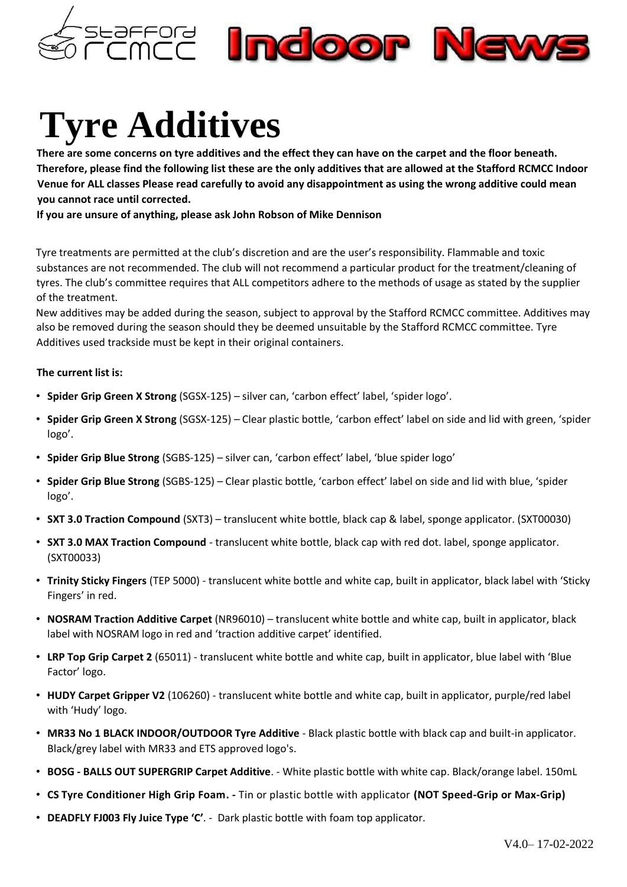# Tyre Additives

**There are some concerns on tyre additives and the effect they can have on the carpet and the floor beneath. Therefore, please find the following list these are the only additives that are allowed at the Stafford RCMCC Indoor Venue for ALL classes Please read carefully to avoid any disappointment as using the wrong additive could mean you cannot race until corrected.**

**If you are unsure of anything, please ask John Robson of Mike Dennison**

Tyre treatments are permitted at the club's discretion and are the user's responsibility. Flammable and toxic substances are not recommended. The club will not recommend a particular product for the treatment/cleaning of tyres. The club's committee requires that ALL competitors adhere to the methods of usage as stated by the supplier of the treatment.

New additives may be added during the season, subject to approval by the Stafford RCMCC committee. Additives may also be removed during the season should they be deemed unsuitable by the Stafford RCMCC committee. Tyre Additives used trackside must be kept in their original containers.

**The current list is:**

- **Spider Grip Green X Strong** (SGSX-125) – silver can, 'carbon effect' label, 'spider logo'.
- **Spider Grip Green X Strong** (SGSX-125) – Clear plastic bottle, 'carbon effect' label on side and lid with green, 'spider logo'.
- **Spider Grip Blue Strong** (SGBS-125) – silver can, 'carbon effect' label, 'blue spider logo'
- **Spider Grip Blue Strong** (SGBS-125) – Clear plastic bottle, 'carbon effect' label on side and lid with blue, 'spider logo'.
- **SXT 3.0 Traction Compound** (SXT3) – translucent white bottle, black cap & label, sponge applicator. (SXT00030)
- **SXT 3.0 MAX Traction Compound** - translucent white bottle, black cap with red dot. label, sponge applicator. (SXT00033)
- **Trinity Sticky Fingers** (TEP 5000) - translucent white bottle and white cap, built in applicator, black label with 'Sticky Fingers' in red.
- **NOSRAM Traction Additive Carpet** (NR96010) – translucent white bottle and white cap, built in applicator, black label with NOSRAM logo in red and 'traction additive carpet' identified.
- **LRP Top Grip Carpet 2** (65011) - translucent white bottle and white cap, built in applicator, blue label with 'Blue Factor' logo.
- **HUDY Carpet Gripper V2** (106260) - translucent white bottle and white cap, built in applicator, purple/red label with 'Hudy' logo.
- **MR33 No 1 BLACK INDOOR/OUTDOOR Tyre Additive** - Black plastic bottle with black cap and built-in applicator. Black/grey label with MR33 and ETS approved logo's.
- **BOSG - BALLS OUT SUPERGRIP Carpet Additive**. - White plastic bottle with white cap. Black/orange label. 150mL
- **CS Tyre Conditioner High Grip Foam. -** Tin or plastic bottle with applicator **(NOT Speed-Grip or Max-Grip)**
- **DEADFLY FJ003 Fly Juice Type 'C'**. - Dark plastic bottle with foam top applicator.

V4.0– 17-02-2022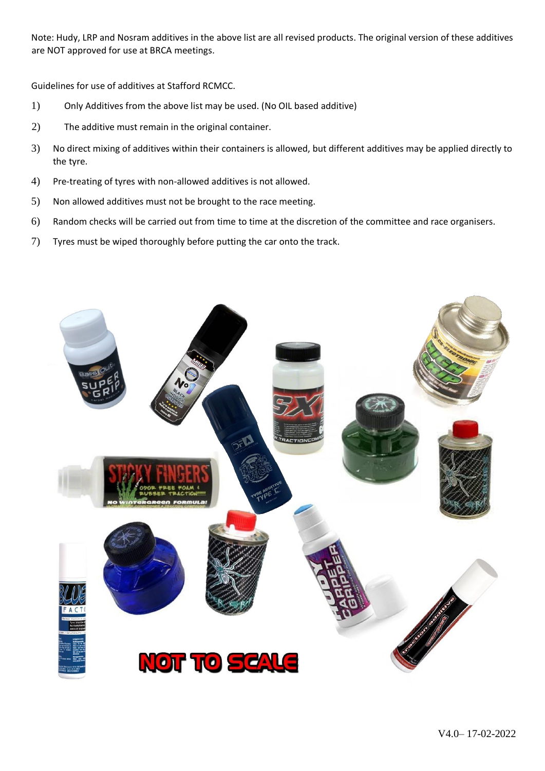Note: Hudy, LRP and Nosram additives in the above list are all revised products. The original version of these additives are NOT approved for use at BRCA meetings.

Guidelines for use of additives at Stafford RCMCC.

1) Only Additives from the above list may be used. (No OIL based additive)
2) The additive must remain in the original container.
3) No direct mixing of additives within their containers is allowed, but different additives may be applied directly to the tyre.
4) Pre-treating of tyres with non-allowed additives is not allowed.
5) Non allowed additives must not be brought to the race meeting.
6) Random checks will be carried out from time to time at the discretion of the committee and race organisers.
7) Tyres must be wiped thoroughly before putting the car onto the track.

NOT TO SCALE

V4.0– 17-02-2022